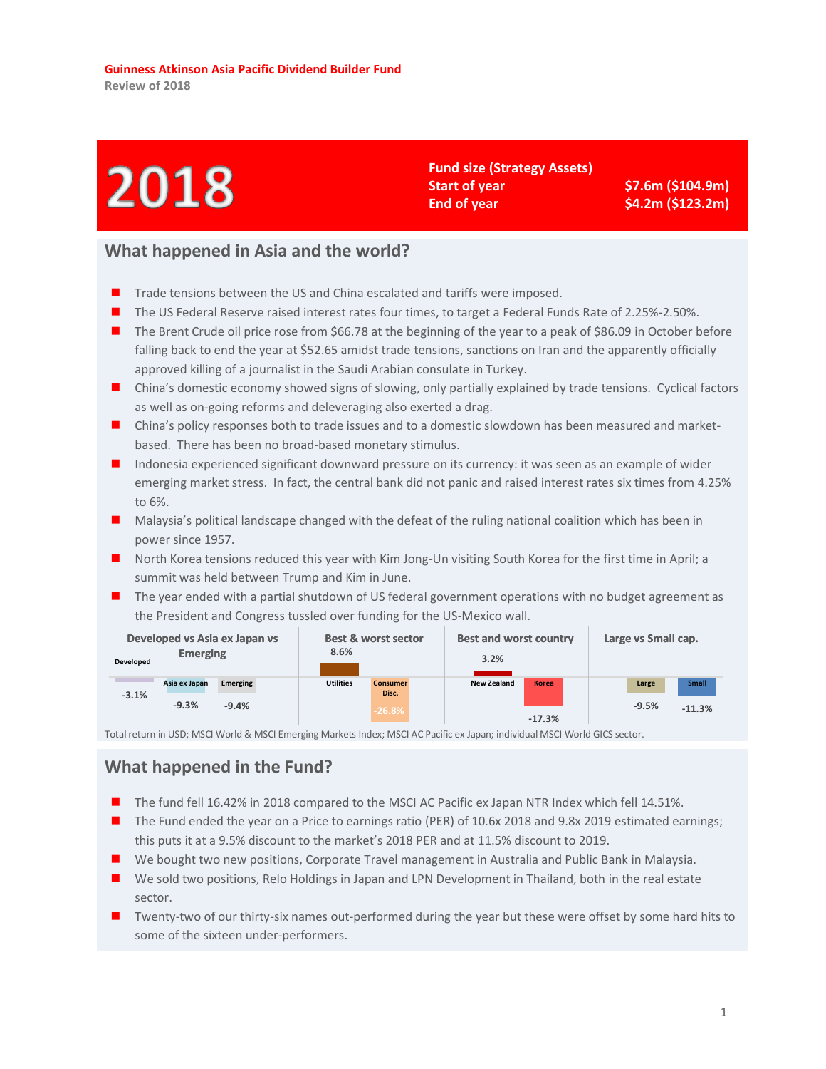**Guinness Atkinson Asia Pacific Dividend Builder Fund**
**Review of 2018**

# 2018

**Fund size (Strategy Assets)**

| | |
|---|---|
| **Start of year** | **$7.6m ($104.9m)** |
| **End of year** | **$4.2m ($123.2m)** |

## What happened in Asia and the world?

- Trade tensions between the US and China escalated and tariffs were imposed.
- The US Federal Reserve raised interest rates four times, to target a Federal Funds Rate of 2.25%-2.50%.
- The Brent Crude oil price rose from $66.78 at the beginning of the year to a peak of $86.09 in October before falling back to end the year at $52.65 amidst trade tensions, sanctions on Iran and the apparently officially approved killing of a journalist in the Saudi Arabian consulate in Turkey.
- China's domestic economy showed signs of slowing, only partially explained by trade tensions. Cyclical factors as well as on-going reforms and deleveraging also exerted a drag.
- China's policy responses both to trade issues and to a domestic slowdown has been measured and market-based. There has been no broad-based monetary stimulus.
- Indonesia experienced significant downward pressure on its currency: it was seen as an example of wider emerging market stress. In fact, the central bank did not panic and raised interest rates six times from 4.25% to 6%.
- Malaysia's political landscape changed with the defeat of the ruling national coalition which has been in power since 1957.
- North Korea tensions reduced this year with Kim Jong-Un visiting South Korea for the first time in April; a summit was held between Trump and Kim in June.
- The year ended with a partial shutdown of US federal government operations with no budget agreement as the President and Congress tussled over funding for the US-Mexico wall.

**Developed vs Asia ex Japan vs Emerging**
Developed -3.1%
Asia ex Japan -9.3%
Emerging -9.4%

**Best & worst sector**
Utilities 8.6%
Consumer Disc. -26.8%

**Best and worst country**
New Zealand 3.2%
Korea -17.3%

**Large vs Small cap.**
Large -9.5%
Small -11.3%

Total return in USD; MSCI World & MSCI Emerging Markets Index; MSCI AC Pacific ex Japan; individual MSCI World GICS sector.

## What happened in the Fund?

- The fund fell 16.42% in 2018 compared to the MSCI AC Pacific ex Japan NTR Index which fell 14.51%.
- The Fund ended the year on a Price to earnings ratio (PER) of 10.6x 2018 and 9.8x 2019 estimated earnings; this puts it at a 9.5% discount to the market's 2018 PER and at 11.5% discount to 2019.
- We bought two new positions, Corporate Travel management in Australia and Public Bank in Malaysia.
- We sold two positions, Relo Holdings in Japan and LPN Development in Thailand, both in the real estate sector.
- Twenty-two of our thirty-six names out-performed during the year but these were offset by some hard hits to some of the sixteen under-performers.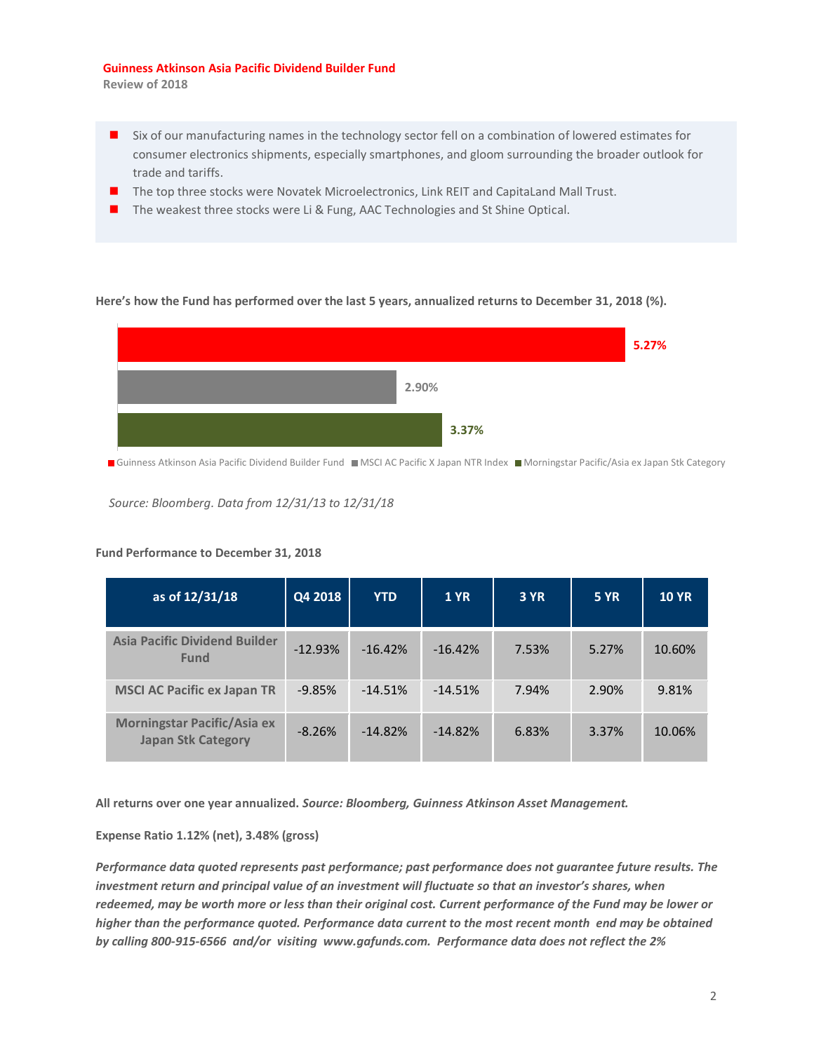**Guinness Atkinson Asia Pacific Dividend Builder Fund**
**Review of 2018**

- Six of our manufacturing names in the technology sector fell on a combination of lowered estimates for consumer electronics shipments, especially smartphones, and gloom surrounding the broader outlook for trade and tariffs.
- The top three stocks were Novatek Microelectronics, Link REIT and CapitaLand Mall Trust.
- The weakest three stocks were Li & Fung, AAC Technologies and St Shine Optical.

**Here's how the Fund has performed over the last 5 years, annualized returns to December 31, 2018 (%).**

5.27%
2.90%
3.37%

Guinness Atkinson Asia Pacific Dividend Builder Fund
MSCI AC Pacific X Japan NTR Index
Morningstar Pacific/Asia ex Japan Stk Category

*Source: Bloomberg. Data from 12/31/13 to 12/31/18*

**Fund Performance to December 31, 2018**

| as of 12/31/18 | Q4 2018 | YTD | 1 YR | 3 YR | 5 YR | 10 YR |
|---|---|---|---|---|---|---|
| Asia Pacific Dividend Builder Fund | -12.93% | -16.42% | -16.42% | 7.53% | 5.27% | 10.60% |
| MSCI AC Pacific ex Japan TR | -9.85% | -14.51% | -14.51% | 7.94% | 2.90% | 9.81% |
| Morningstar Pacific/Asia ex Japan Stk Category | -8.26% | -14.82% | -14.82% | 6.83% | 3.37% | 10.06% |

**All returns over one year annualized.** ***Source: Bloomberg, Guinness Atkinson Asset Management.***

**Expense Ratio 1.12% (net), 3.48% (gross)**

***Performance data quoted represents past performance; past performance does not guarantee future results. The investment return and principal value of an investment will fluctuate so that an investor's shares, when redeemed, may be worth more or less than their original cost. Current performance of the Fund may be lower or higher than the performance quoted. Performance data current to the most recent month end may be obtained by calling 800-915-6566 and/or visiting www.gafunds.com. Performance data does not reflect the 2%***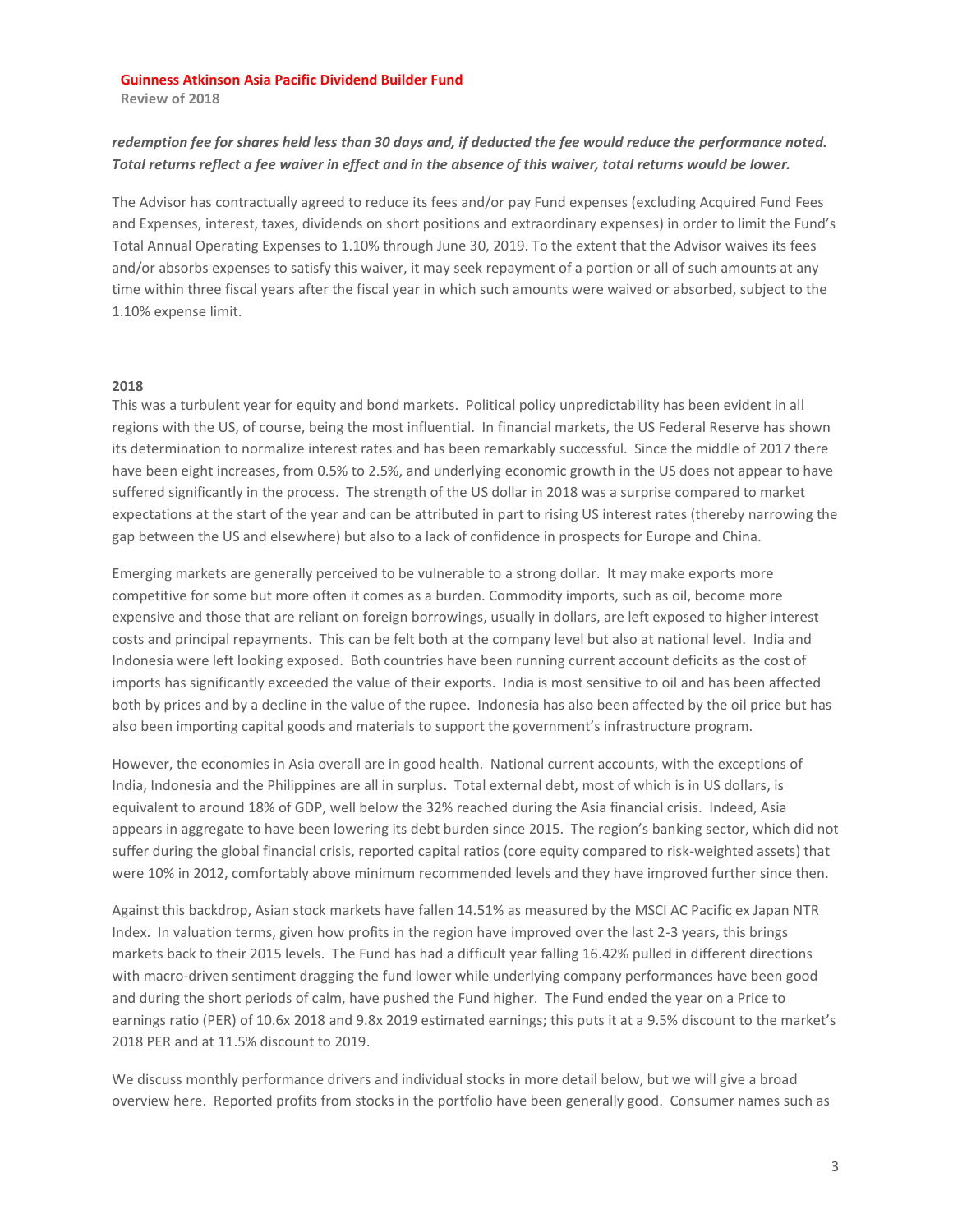***redemption fee for shares held less than 30 days and, if deducted the fee would reduce the performance noted. Total returns reflect a fee waiver in effect and in the absence of this waiver, total returns would be lower.***

The Advisor has contractually agreed to reduce its fees and/or pay Fund expenses (excluding Acquired Fund Fees and Expenses, interest, taxes, dividends on short positions and extraordinary expenses) in order to limit the Fund's Total Annual Operating Expenses to 1.10% through June 30, 2019. To the extent that the Advisor waives its fees and/or absorbs expenses to satisfy this waiver, it may seek repayment of a portion or all of such amounts at any time within three fiscal years after the fiscal year in which such amounts were waived or absorbed, subject to the 1.10% expense limit.

**2018**

This was a turbulent year for equity and bond markets. Political policy unpredictability has been evident in all regions with the US, of course, being the most influential. In financial markets, the US Federal Reserve has shown its determination to normalize interest rates and has been remarkably successful. Since the middle of 2017 there have been eight increases, from 0.5% to 2.5%, and underlying economic growth in the US does not appear to have suffered significantly in the process. The strength of the US dollar in 2018 was a surprise compared to market expectations at the start of the year and can be attributed in part to rising US interest rates (thereby narrowing the gap between the US and elsewhere) but also to a lack of confidence in prospects for Europe and China.

Emerging markets are generally perceived to be vulnerable to a strong dollar. It may make exports more competitive for some but more often it comes as a burden. Commodity imports, such as oil, become more expensive and those that are reliant on foreign borrowings, usually in dollars, are left exposed to higher interest costs and principal repayments. This can be felt both at the company level but also at national level. India and Indonesia were left looking exposed. Both countries have been running current account deficits as the cost of imports has significantly exceeded the value of their exports. India is most sensitive to oil and has been affected both by prices and by a decline in the value of the rupee. Indonesia has also been affected by the oil price but has also been importing capital goods and materials to support the government's infrastructure program.

However, the economies in Asia overall are in good health. National current accounts, with the exceptions of India, Indonesia and the Philippines are all in surplus. Total external debt, most of which is in US dollars, is equivalent to around 18% of GDP, well below the 32% reached during the Asia financial crisis. Indeed, Asia appears in aggregate to have been lowering its debt burden since 2015. The region's banking sector, which did not suffer during the global financial crisis, reported capital ratios (core equity compared to risk-weighted assets) that were 10% in 2012, comfortably above minimum recommended levels and they have improved further since then.

Against this backdrop, Asian stock markets have fallen 14.51% as measured by the MSCI AC Pacific ex Japan NTR Index. In valuation terms, given how profits in the region have improved over the last 2-3 years, this brings markets back to their 2015 levels. The Fund has had a difficult year falling 16.42% pulled in different directions with macro-driven sentiment dragging the fund lower while underlying company performances have been good and during the short periods of calm, have pushed the Fund higher. The Fund ended the year on a Price to earnings ratio (PER) of 10.6x 2018 and 9.8x 2019 estimated earnings; this puts it at a 9.5% discount to the market's 2018 PER and at 11.5% discount to 2019.

We discuss monthly performance drivers and individual stocks in more detail below, but we will give a broad overview here. Reported profits from stocks in the portfolio have been generally good. Consumer names such as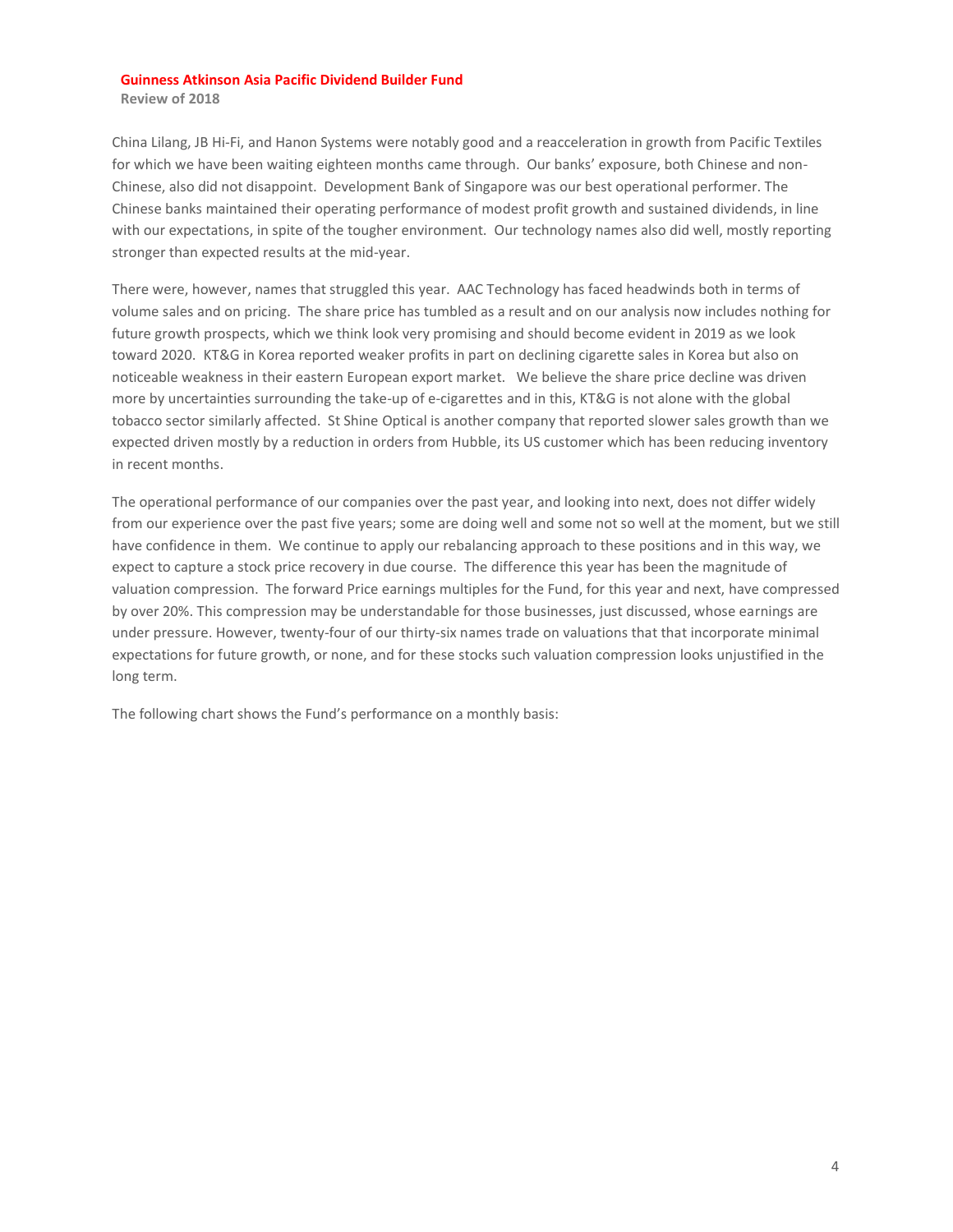China Lilang, JB Hi-Fi, and Hanon Systems were notably good and a reacceleration in growth from Pacific Textiles for which we have been waiting eighteen months came through. Our banks' exposure, both Chinese and non-Chinese, also did not disappoint. Development Bank of Singapore was our best operational performer. The Chinese banks maintained their operating performance of modest profit growth and sustained dividends, in line with our expectations, in spite of the tougher environment. Our technology names also did well, mostly reporting stronger than expected results at the mid-year.

There were, however, names that struggled this year. AAC Technology has faced headwinds both in terms of volume sales and on pricing. The share price has tumbled as a result and on our analysis now includes nothing for future growth prospects, which we think look very promising and should become evident in 2019 as we look toward 2020. KT&G in Korea reported weaker profits in part on declining cigarette sales in Korea but also on noticeable weakness in their eastern European export market. We believe the share price decline was driven more by uncertainties surrounding the take-up of e-cigarettes and in this, KT&G is not alone with the global tobacco sector similarly affected. St Shine Optical is another company that reported slower sales growth than we expected driven mostly by a reduction in orders from Hubble, its US customer which has been reducing inventory in recent months.

The operational performance of our companies over the past year, and looking into next, does not differ widely from our experience over the past five years; some are doing well and some not so well at the moment, but we still have confidence in them. We continue to apply our rebalancing approach to these positions and in this way, we expect to capture a stock price recovery in due course. The difference this year has been the magnitude of valuation compression. The forward Price earnings multiples for the Fund, for this year and next, have compressed by over 20%. This compression may be understandable for those businesses, just discussed, whose earnings are under pressure. However, twenty-four of our thirty-six names trade on valuations that that incorporate minimal expectations for future growth, or none, and for these stocks such valuation compression looks unjustified in the long term.

The following chart shows the Fund's performance on a monthly basis: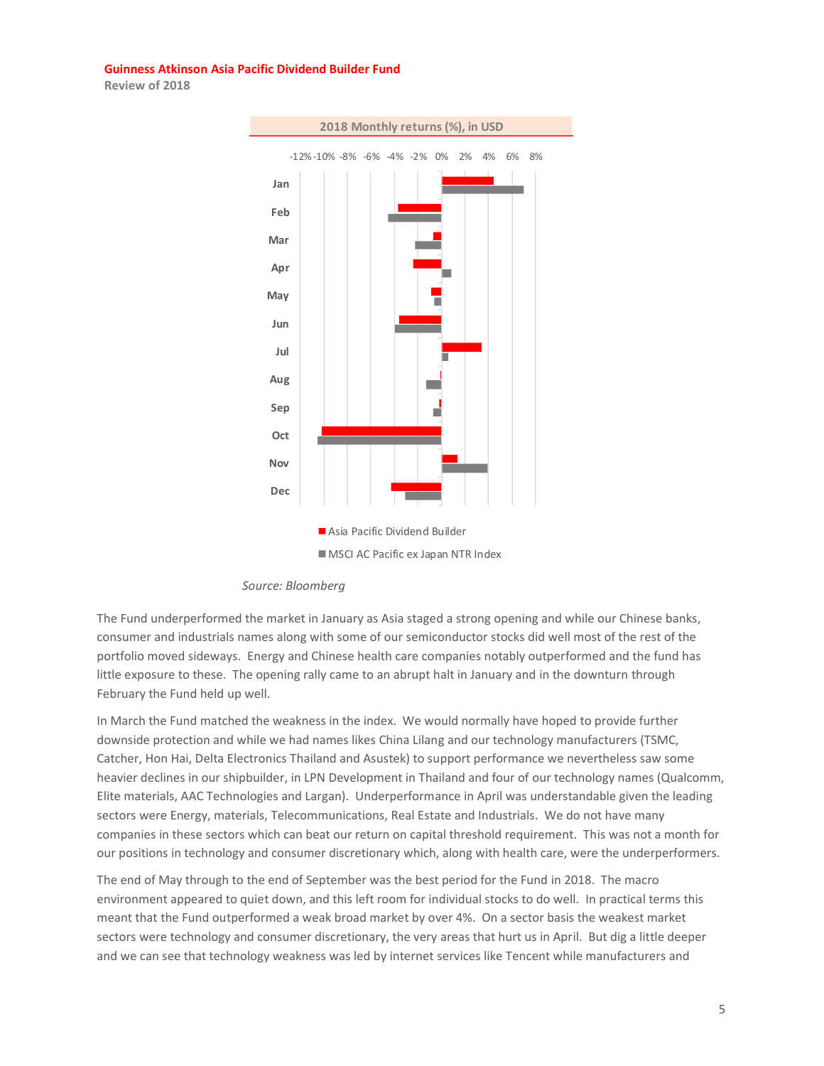**Guinness Atkinson Asia Pacific Dividend Builder Fund**
**Review of 2018**

**2018 Monthly returns (%), in USD**

- Asia Pacific Dividend Builder
- MSCI AC Pacific ex Japan NTR Index

*Source: Bloomberg*

The Fund underperformed the market in January as Asia staged a strong opening and while our Chinese banks, consumer and industrials names along with some of our semiconductor stocks did well most of the rest of the portfolio moved sideways. Energy and Chinese health care companies notably outperformed and the fund has little exposure to these. The opening rally came to an abrupt halt in January and in the downturn through February the Fund held up well.

In March the Fund matched the weakness in the index. We would normally have hoped to provide further downside protection and while we had names likes China Lilang and our technology manufacturers (TSMC, Catcher, Hon Hai, Delta Electronics Thailand and Asustek) to support performance we nevertheless saw some heavier declines in our shipbuilder, in LPN Development in Thailand and four of our technology names (Qualcomm, Elite materials, AAC Technologies and Largan). Underperformance in April was understandable given the leading sectors were Energy, materials, Telecommunications, Real Estate and Industrials. We do not have many companies in these sectors which can beat our return on capital threshold requirement. This was not a month for our positions in technology and consumer discretionary which, along with health care, were the underperformers.

The end of May through to the end of September was the best period for the Fund in 2018. The macro environment appeared to quiet down, and this left room for individual stocks to do well. In practical terms this meant that the Fund outperformed a weak broad market by over 4%. On a sector basis the weakest market sectors were technology and consumer discretionary, the very areas that hurt us in April. But dig a little deeper and we can see that technology weakness was led by internet services like Tencent while manufacturers and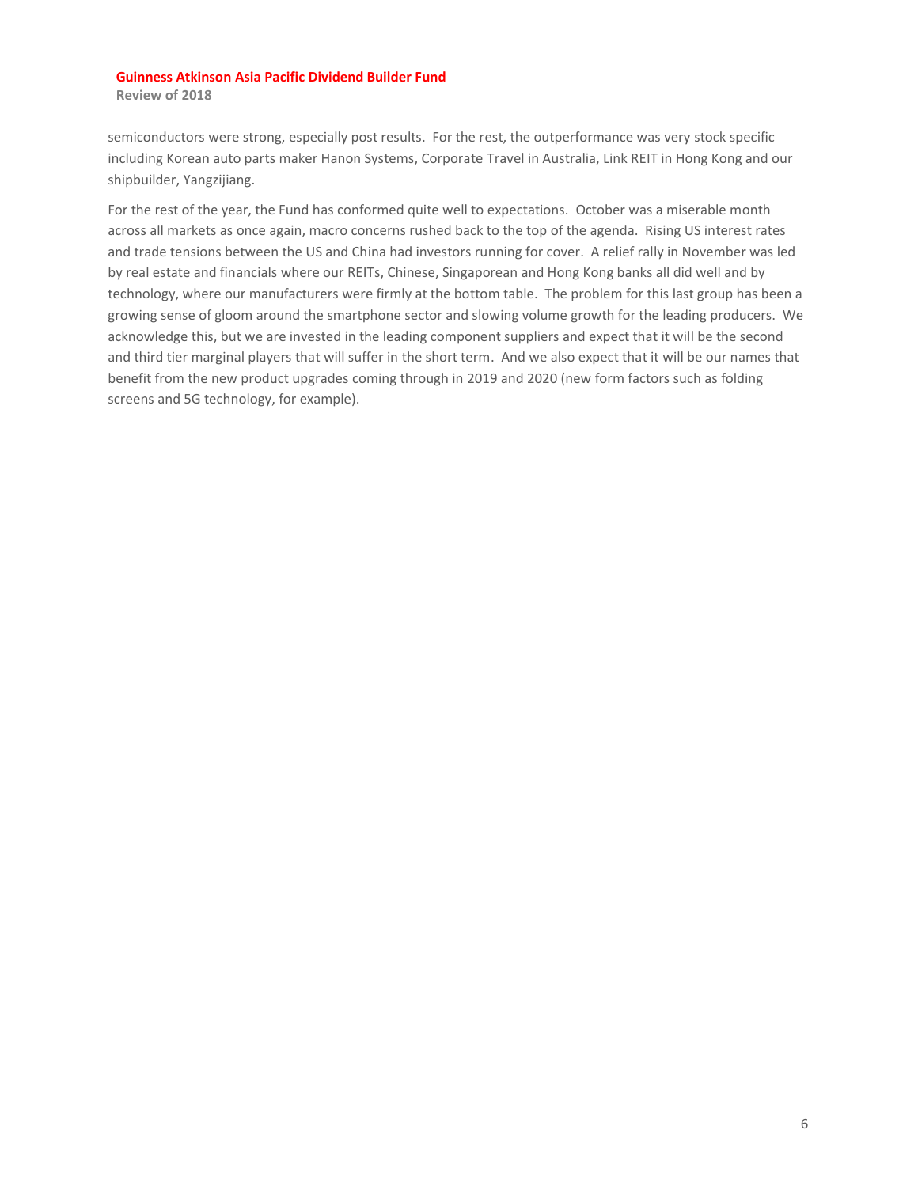semiconductors were strong, especially post results. For the rest, the outperformance was very stock specific including Korean auto parts maker Hanon Systems, Corporate Travel in Australia, Link REIT in Hong Kong and our shipbuilder, Yangzijiang.

For the rest of the year, the Fund has conformed quite well to expectations. October was a miserable month across all markets as once again, macro concerns rushed back to the top of the agenda. Rising US interest rates and trade tensions between the US and China had investors running for cover. A relief rally in November was led by real estate and financials where our REITs, Chinese, Singaporean and Hong Kong banks all did well and by technology, where our manufacturers were firmly at the bottom table. The problem for this last group has been a growing sense of gloom around the smartphone sector and slowing volume growth for the leading producers. We acknowledge this, but we are invested in the leading component suppliers and expect that it will be the second and third tier marginal players that will suffer in the short term. And we also expect that it will be our names that benefit from the new product upgrades coming through in 2019 and 2020 (new form factors such as folding screens and 5G technology, for example).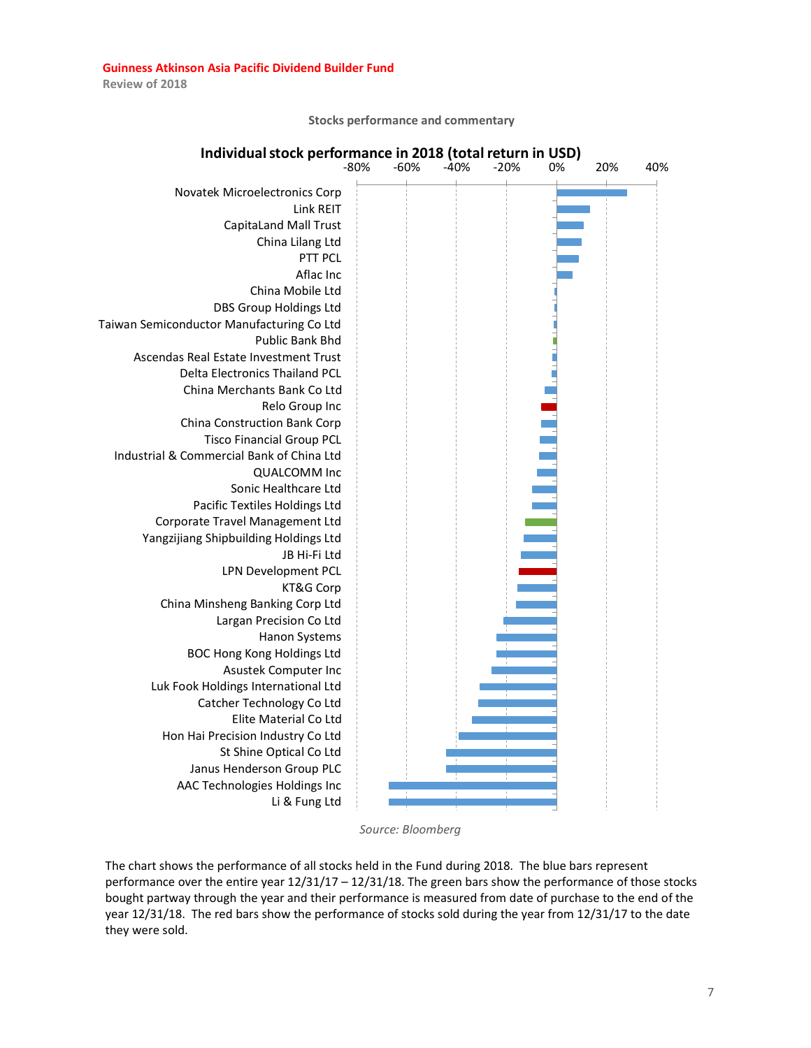Guinness Atkinson Asia Pacific Dividend Builder Fund

Review of 2018

## Stocks performance and commentary

**Individual stock performance in 2018 (total return in USD)**

-80% -60% -40% -20% 0% 20% 40%

Novatek Microelectronics Corp
Link REIT
CapitaLand Mall Trust
China Lilang Ltd
PTT PCL
Aflac Inc
China Mobile Ltd
DBS Group Holdings Ltd
Taiwan Semiconductor Manufacturing Co Ltd
Public Bank Bhd
Ascendas Real Estate Investment Trust
Delta Electronics Thailand PCL
China Merchants Bank Co Ltd
Relo Group Inc
China Construction Bank Corp
Tisco Financial Group PCL
Industrial & Commercial Bank of China Ltd
QUALCOMM Inc
Sonic Healthcare Ltd
Pacific Textiles Holdings Ltd
Corporate Travel Management Ltd
Yangzijiang Shipbuilding Holdings Ltd
JB Hi-Fi Ltd
LPN Development PCL
KT&G Corp
China Minsheng Banking Corp Ltd
Largan Precision Co Ltd
Hanon Systems
BOC Hong Kong Holdings Ltd
Asustek Computer Inc
Luk Fook Holdings International Ltd
Catcher Technology Co Ltd
Elite Material Co Ltd
Hon Hai Precision Industry Co Ltd
St Shine Optical Co Ltd
Janus Henderson Group PLC
AAC Technologies Holdings Inc
Li & Fung Ltd

*Source: Bloomberg*

The chart shows the performance of all stocks held in the Fund during 2018. The blue bars represent performance over the entire year 12/31/17 – 12/31/18. The green bars show the performance of those stocks bought partway through the year and their performance is measured from date of purchase to the end of the year 12/31/18. The red bars show the performance of stocks sold during the year from 12/31/17 to the date they were sold.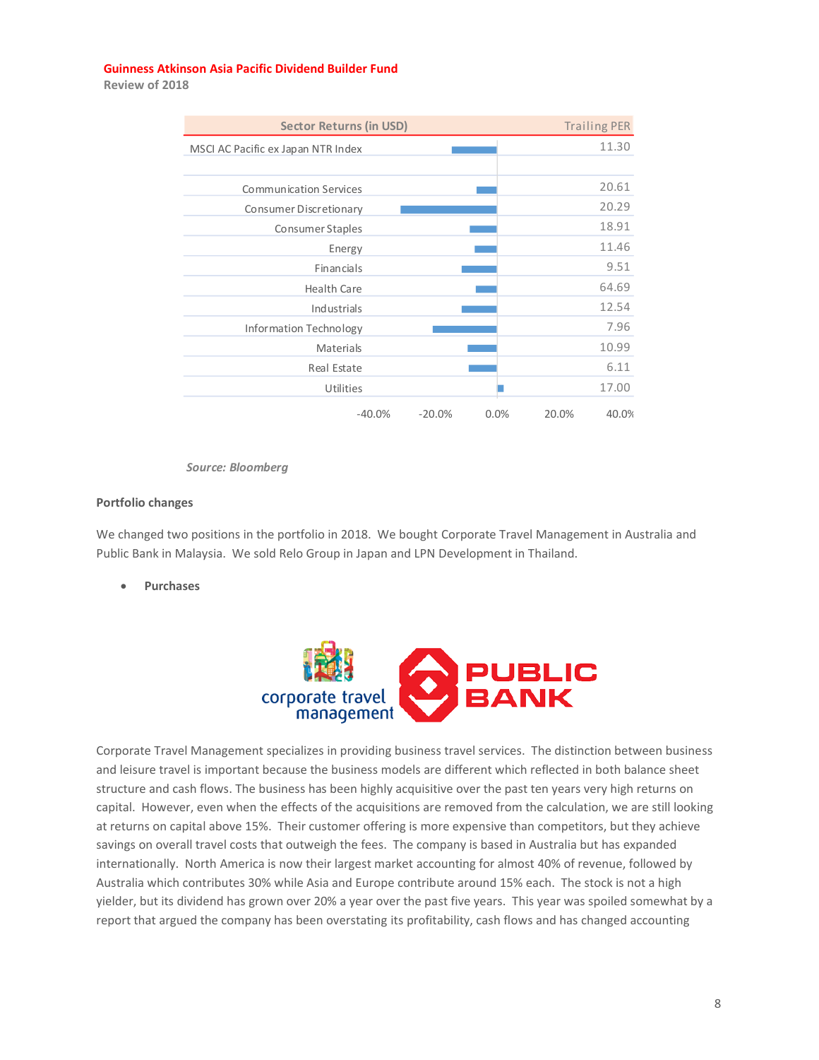**Guinness Atkinson Asia Pacific Dividend Builder Fund**
**Review of 2018**

Sector Returns (in USD)
Trailing PER

MSCI AC Pacific ex Japan NTR Index 11.30
Communication Services 20.61
Consumer Discretionary 20.29
Consumer Staples 18.91
Energy 11.46
Financials 9.51
Health Care 64.69
Industrials 12.54
Information Technology 7.96
Materials 10.99
Real Estate 6.11
Utilities 17.00

-40.0% -20.0% 0.0% 20.0% 40.0%

*Source: Bloomberg*

**Portfolio changes**

We changed two positions in the portfolio in 2018. We bought Corporate Travel Management in Australia and Public Bank in Malaysia. We sold Relo Group in Japan and LPN Development in Thailand.

- **Purchases**

corporate travel management
PUBLIC BANK

Corporate Travel Management specializes in providing business travel services. The distinction between business and leisure travel is important because the business models are different which reflected in both balance sheet structure and cash flows. The business has been highly acquisitive over the past ten years very high returns on capital. However, even when the effects of the acquisitions are removed from the calculation, we are still looking at returns on capital above 15%. Their customer offering is more expensive than competitors, but they achieve savings on overall travel costs that outweigh the fees. The company is based in Australia but has expanded internationally. North America is now their largest market accounting for almost 40% of revenue, followed by Australia which contributes 30% while Asia and Europe contribute around 15% each. The stock is not a high yielder, but its dividend has grown over 20% a year over the past five years. This year was spoiled somewhat by a report that argued the company has been overstating its profitability, cash flows and has changed accounting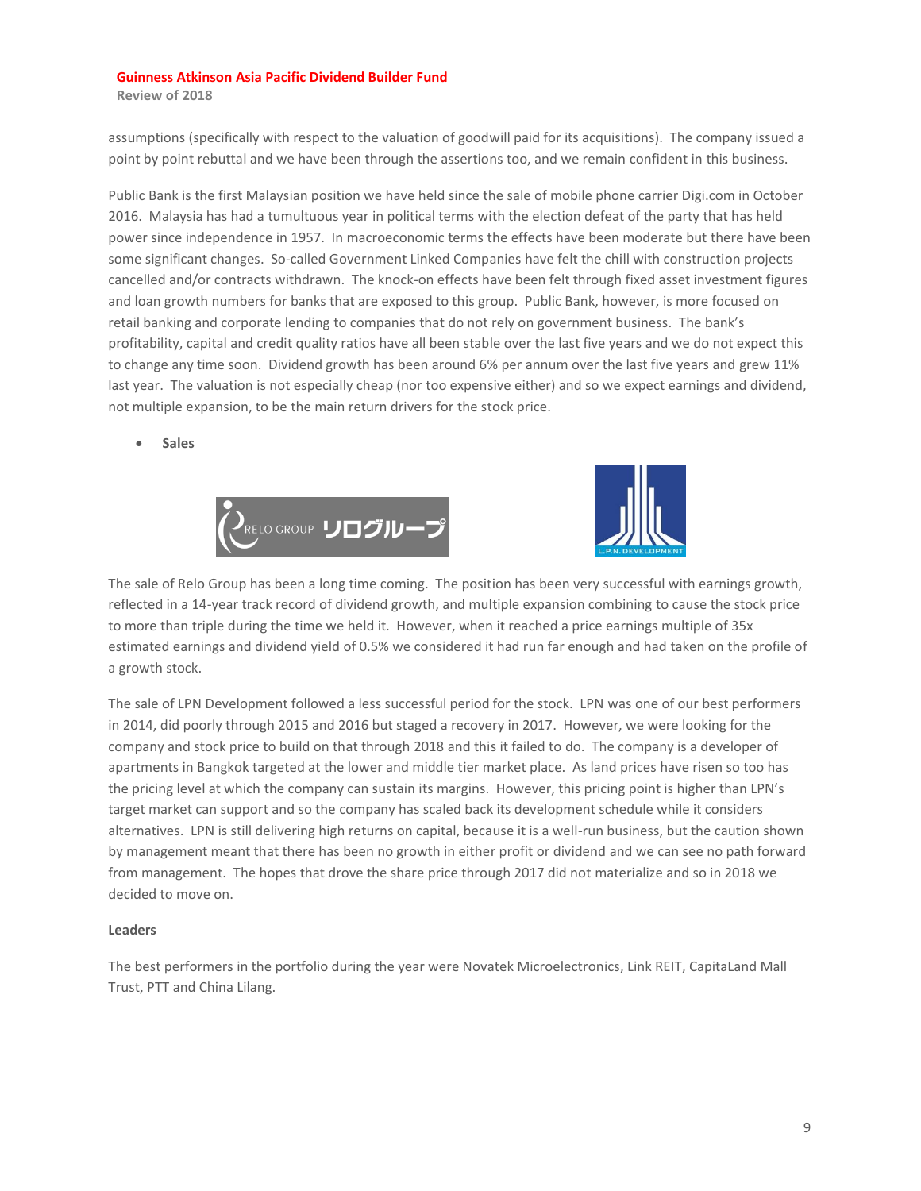assumptions (specifically with respect to the valuation of goodwill paid for its acquisitions). The company issued a point by point rebuttal and we have been through the assertions too, and we remain confident in this business.

Public Bank is the first Malaysian position we have held since the sale of mobile phone carrier Digi.com in October 2016. Malaysia has had a tumultuous year in political terms with the election defeat of the party that has held power since independence in 1957. In macroeconomic terms the effects have been moderate but there have been some significant changes. So-called Government Linked Companies have felt the chill with construction projects cancelled and/or contracts withdrawn. The knock-on effects have been felt through fixed asset investment figures and loan growth numbers for banks that are exposed to this group. Public Bank, however, is more focused on retail banking and corporate lending to companies that do not rely on government business. The bank's profitability, capital and credit quality ratios have all been stable over the last five years and we do not expect this to change any time soon. Dividend growth has been around 6% per annum over the last five years and grew 11% last year. The valuation is not especially cheap (nor too expensive either) and so we expect earnings and dividend, not multiple expansion, to be the main return drivers for the stock price.

- **Sales**

The sale of Relo Group has been a long time coming. The position has been very successful with earnings growth, reflected in a 14-year track record of dividend growth, and multiple expansion combining to cause the stock price to more than triple during the time we held it. However, when it reached a price earnings multiple of 35x estimated earnings and dividend yield of 0.5% we considered it had run far enough and had taken on the profile of a growth stock.

The sale of LPN Development followed a less successful period for the stock. LPN was one of our best performers in 2014, did poorly through 2015 and 2016 but staged a recovery in 2017. However, we were looking for the company and stock price to build on that through 2018 and this it failed to do. The company is a developer of apartments in Bangkok targeted at the lower and middle tier market place. As land prices have risen so too has the pricing level at which the company can sustain its margins. However, this pricing point is higher than LPN's target market can support and so the company has scaled back its development schedule while it considers alternatives. LPN is still delivering high returns on capital, because it is a well-run business, but the caution shown by management meant that there has been no growth in either profit or dividend and we can see no path forward from management. The hopes that drove the share price through 2017 did not materialize and so in 2018 we decided to move on.

**Leaders**

The best performers in the portfolio during the year were Novatek Microelectronics, Link REIT, CapitaLand Mall Trust, PTT and China Lilang.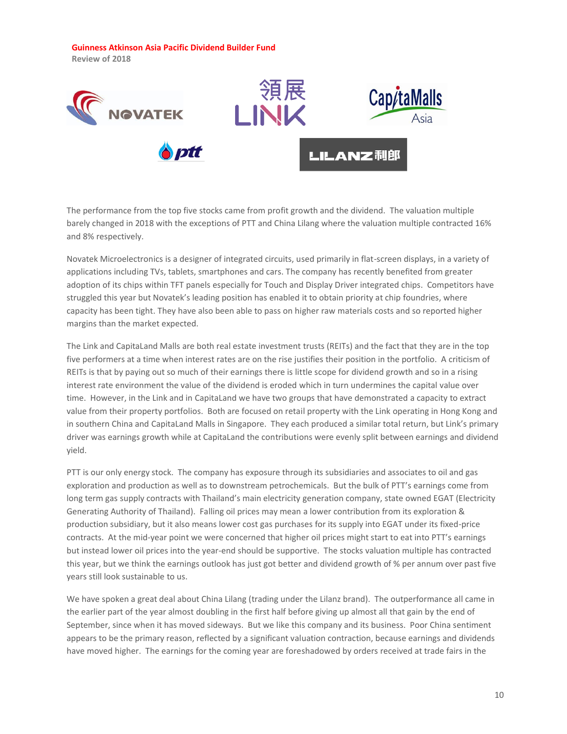**Guinness Atkinson Asia Pacific Dividend Builder Fund**
**Review of 2018**

The performance from the top five stocks came from profit growth and the dividend. The valuation multiple barely changed in 2018 with the exceptions of PTT and China Lilang where the valuation multiple contracted 16% and 8% respectively.

Novatek Microelectronics is a designer of integrated circuits, used primarily in flat-screen displays, in a variety of applications including TVs, tablets, smartphones and cars. The company has recently benefited from greater adoption of its chips within TFT panels especially for Touch and Display Driver integrated chips. Competitors have struggled this year but Novatek's leading position has enabled it to obtain priority at chip foundries, where capacity has been tight. They have also been able to pass on higher raw materials costs and so reported higher margins than the market expected.

The Link and CapitaLand Malls are both real estate investment trusts (REITs) and the fact that they are in the top five performers at a time when interest rates are on the rise justifies their position in the portfolio. A criticism of REITs is that by paying out so much of their earnings there is little scope for dividend growth and so in a rising interest rate environment the value of the dividend is eroded which in turn undermines the capital value over time. However, in the Link and in CapitaLand we have two groups that have demonstrated a capacity to extract value from their property portfolios. Both are focused on retail property with the Link operating in Hong Kong and in southern China and CapitaLand Malls in Singapore. They each produced a similar total return, but Link's primary driver was earnings growth while at CapitaLand the contributions were evenly split between earnings and dividend yield.

PTT is our only energy stock. The company has exposure through its subsidiaries and associates to oil and gas exploration and production as well as to downstream petrochemicals. But the bulk of PTT's earnings come from long term gas supply contracts with Thailand's main electricity generation company, state owned EGAT (Electricity Generating Authority of Thailand). Falling oil prices may mean a lower contribution from its exploration & production subsidiary, but it also means lower cost gas purchases for its supply into EGAT under its fixed-price contracts. At the mid-year point we were concerned that higher oil prices might start to eat into PTT's earnings but instead lower oil prices into the year-end should be supportive. The stocks valuation multiple has contracted this year, but we think the earnings outlook has just got better and dividend growth of % per annum over past five years still look sustainable to us.

We have spoken a great deal about China Lilang (trading under the Lilanz brand). The outperformance all came in the earlier part of the year almost doubling in the first half before giving up almost all that gain by the end of September, since when it has moved sideways. But we like this company and its business. Poor China sentiment appears to be the primary reason, reflected by a significant valuation contraction, because earnings and dividends have moved higher. The earnings for the coming year are foreshadowed by orders received at trade fairs in the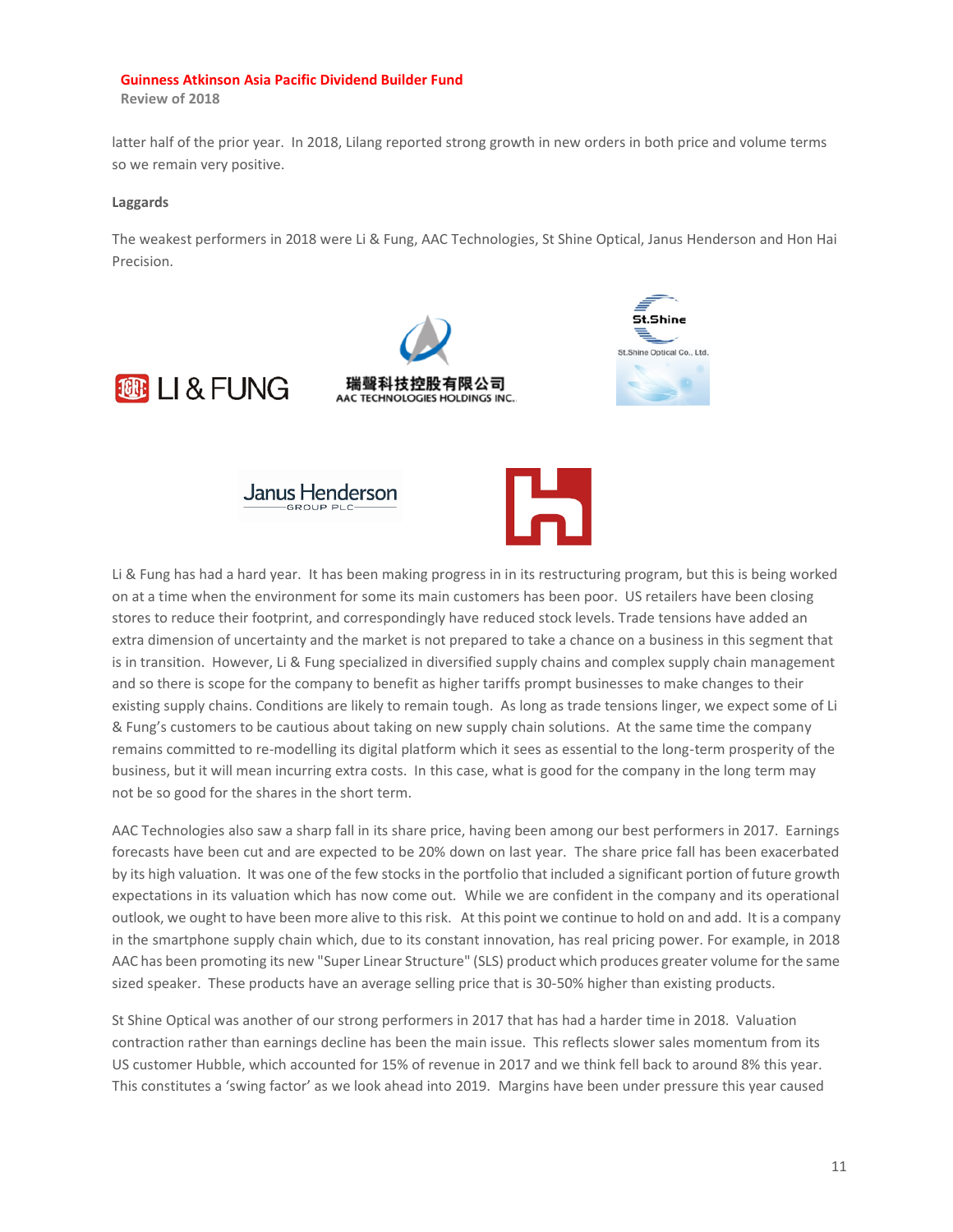latter half of the prior year. In 2018, Lilang reported strong growth in new orders in both price and volume terms so we remain very positive.

**Laggards**

The weakest performers in 2018 were Li & Fung, AAC Technologies, St Shine Optical, Janus Henderson and Hon Hai Precision.

Li & Fung has had a hard year. It has been making progress in in its restructuring program, but this is being worked on at a time when the environment for some its main customers has been poor. US retailers have been closing stores to reduce their footprint, and correspondingly have reduced stock levels. Trade tensions have added an extra dimension of uncertainty and the market is not prepared to take a chance on a business in this segment that is in transition. However, Li & Fung specialized in diversified supply chains and complex supply chain management and so there is scope for the company to benefit as higher tariffs prompt businesses to make changes to their existing supply chains. Conditions are likely to remain tough. As long as trade tensions linger, we expect some of Li & Fung's customers to be cautious about taking on new supply chain solutions. At the same time the company remains committed to re-modelling its digital platform which it sees as essential to the long-term prosperity of the business, but it will mean incurring extra costs. In this case, what is good for the company in the long term may not be so good for the shares in the short term.

AAC Technologies also saw a sharp fall in its share price, having been among our best performers in 2017. Earnings forecasts have been cut and are expected to be 20% down on last year. The share price fall has been exacerbated by its high valuation. It was one of the few stocks in the portfolio that included a significant portion of future growth expectations in its valuation which has now come out. While we are confident in the company and its operational outlook, we ought to have been more alive to this risk. At this point we continue to hold on and add. It is a company in the smartphone supply chain which, due to its constant innovation, has real pricing power. For example, in 2018 AAC has been promoting its new "Super Linear Structure" (SLS) product which produces greater volume for the same sized speaker. These products have an average selling price that is 30-50% higher than existing products.

St Shine Optical was another of our strong performers in 2017 that has had a harder time in 2018. Valuation contraction rather than earnings decline has been the main issue. This reflects slower sales momentum from its US customer Hubble, which accounted for 15% of revenue in 2017 and we think fell back to around 8% this year. This constitutes a 'swing factor' as we look ahead into 2019. Margins have been under pressure this year caused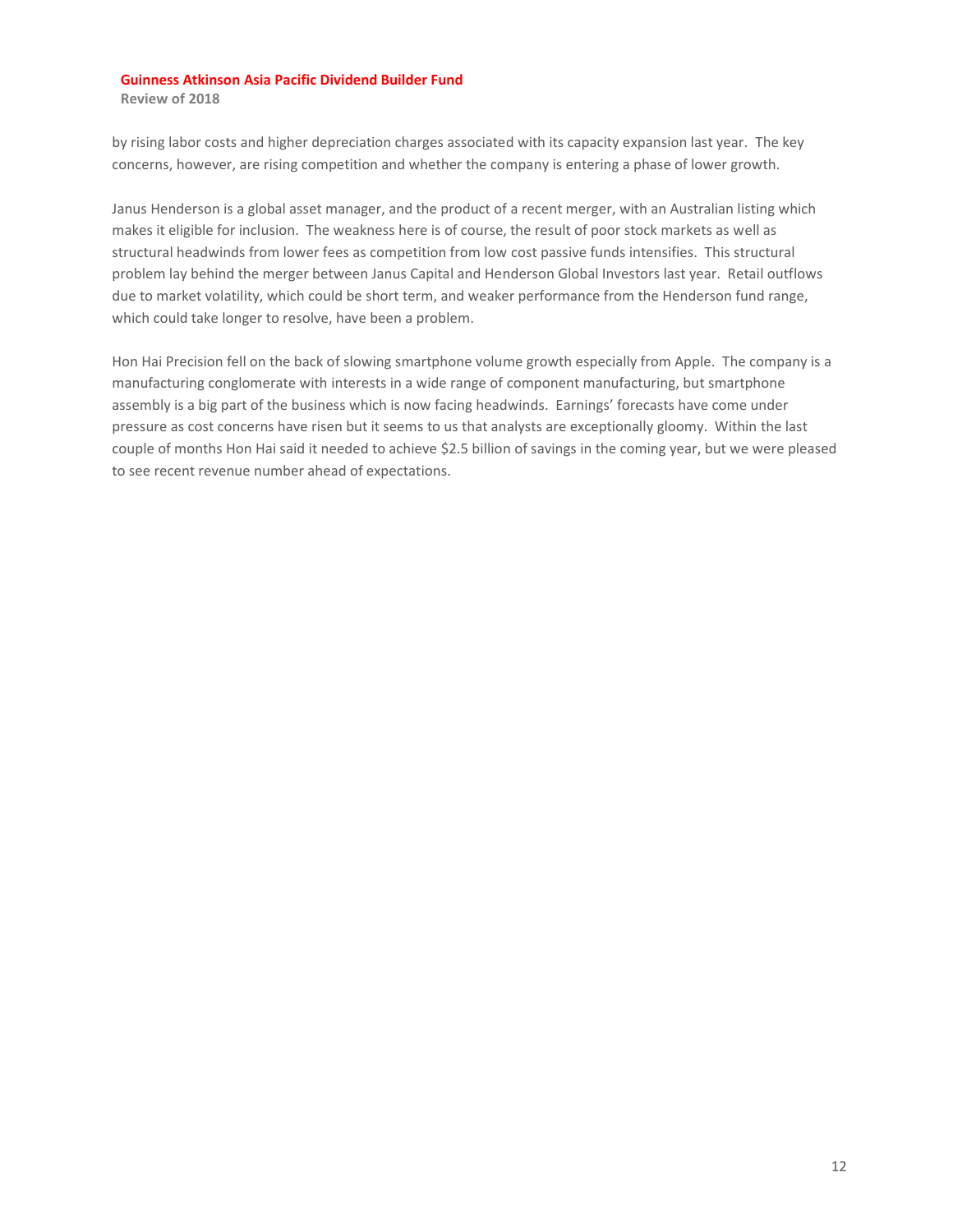by rising labor costs and higher depreciation charges associated with its capacity expansion last year. The key concerns, however, are rising competition and whether the company is entering a phase of lower growth.

Janus Henderson is a global asset manager, and the product of a recent merger, with an Australian listing which makes it eligible for inclusion. The weakness here is of course, the result of poor stock markets as well as structural headwinds from lower fees as competition from low cost passive funds intensifies. This structural problem lay behind the merger between Janus Capital and Henderson Global Investors last year. Retail outflows due to market volatility, which could be short term, and weaker performance from the Henderson fund range, which could take longer to resolve, have been a problem.

Hon Hai Precision fell on the back of slowing smartphone volume growth especially from Apple. The company is a manufacturing conglomerate with interests in a wide range of component manufacturing, but smartphone assembly is a big part of the business which is now facing headwinds. Earnings' forecasts have come under pressure as cost concerns have risen but it seems to us that analysts are exceptionally gloomy. Within the last couple of months Hon Hai said it needed to achieve $2.5 billion of savings in the coming year, but we were pleased to see recent revenue number ahead of expectations.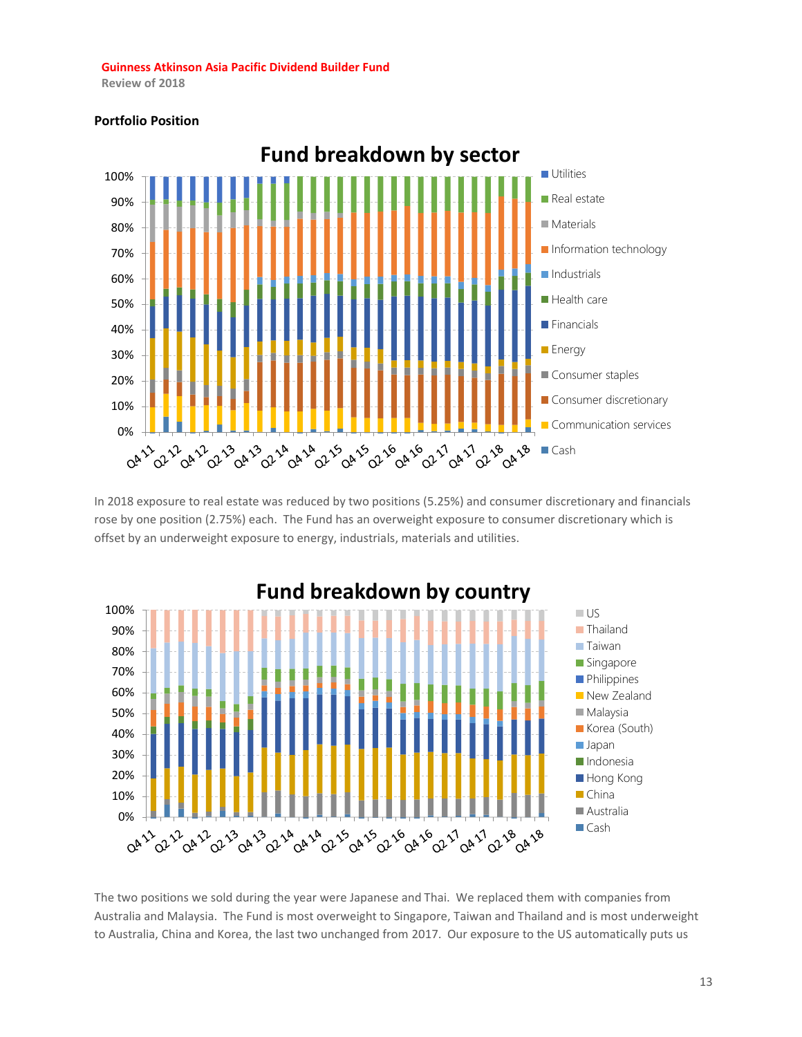**Guinness Atkinson Asia Pacific Dividend Builder Fund**

**Review of 2018**

**Portfolio Position**

Fund breakdown by sector

100%
90%
80%
70%
60%
50%
40%
30%
20%
10%
0%

Q4 11, Q2 12, Q4 12, Q2 13, Q4 13, Q2 14, Q4 14, Q2 15, Q4 15, Q2 16, Q4 16, Q2 17, Q4 17, Q2 18, Q4 18

Utilities
Real estate
Materials
Information technology
Industrials
Health care
Financials
Energy
Consumer staples
Consumer discretionary
Communication services
Cash

In 2018 exposure to real estate was reduced by two positions (5.25%) and consumer discretionary and financials rose by one position (2.75%) each. The Fund has an overweight exposure to consumer discretionary which is offset by an underweight exposure to energy, industrials, materials and utilities.

Fund breakdown by country

100%
90%
80%
70%
60%
50%
40%
30%
20%
10%
0%

Q4 11, Q2 12, Q4 12, Q2 13, Q4 13, Q2 14, Q4 14, Q2 15, Q4 15, Q2 16, Q4 16, Q2 17, Q4 17, Q2 18, Q4 18

US
Thailand
Taiwan
Singapore
Philippines
New Zealand
Malaysia
Korea (South)
Japan
Indonesia
Hong Kong
China
Australia
Cash

The two positions we sold during the year were Japanese and Thai. We replaced them with companies from Australia and Malaysia. The Fund is most overweight to Singapore, Taiwan and Thailand and is most underweight to Australia, China and Korea, the last two unchanged from 2017. Our exposure to the US automatically puts us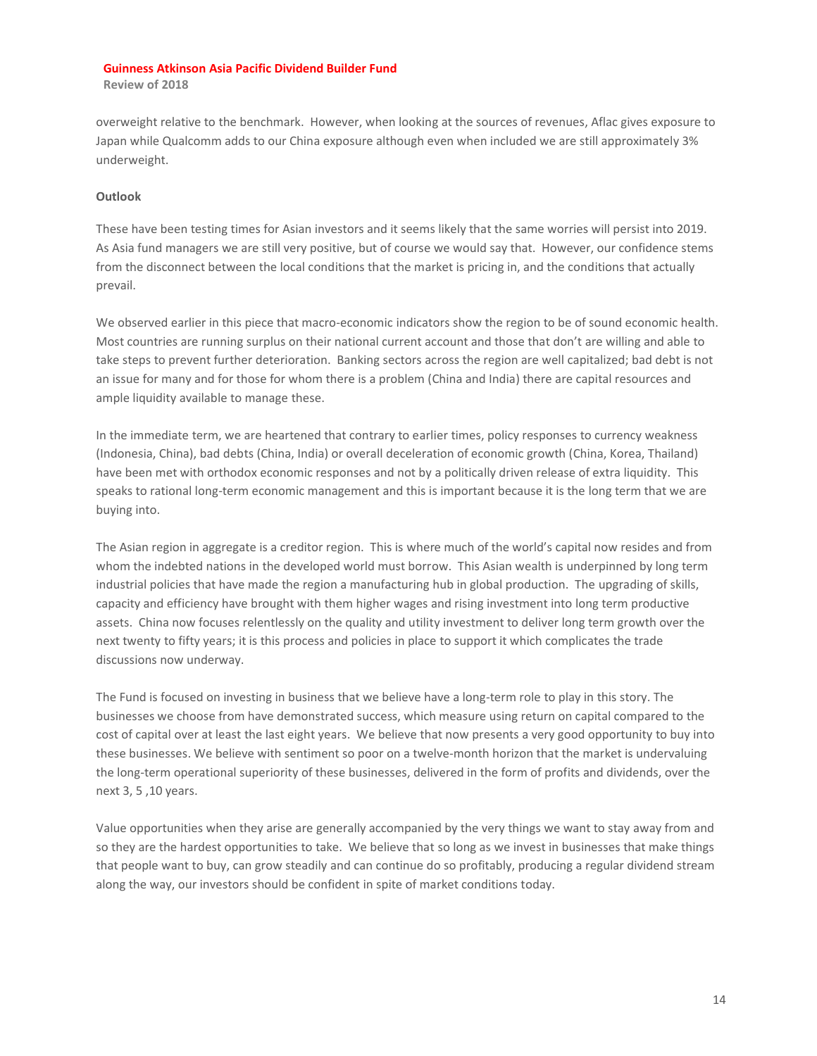overweight relative to the benchmark. However, when looking at the sources of revenues, Aflac gives exposure to Japan while Qualcomm adds to our China exposure although even when included we are still approximately 3% underweight.

**Outlook**

These have been testing times for Asian investors and it seems likely that the same worries will persist into 2019. As Asia fund managers we are still very positive, but of course we would say that. However, our confidence stems from the disconnect between the local conditions that the market is pricing in, and the conditions that actually prevail.

We observed earlier in this piece that macro-economic indicators show the region to be of sound economic health. Most countries are running surplus on their national current account and those that don't are willing and able to take steps to prevent further deterioration. Banking sectors across the region are well capitalized; bad debt is not an issue for many and for those for whom there is a problem (China and India) there are capital resources and ample liquidity available to manage these.

In the immediate term, we are heartened that contrary to earlier times, policy responses to currency weakness (Indonesia, China), bad debts (China, India) or overall deceleration of economic growth (China, Korea, Thailand) have been met with orthodox economic responses and not by a politically driven release of extra liquidity. This speaks to rational long-term economic management and this is important because it is the long term that we are buying into.

The Asian region in aggregate is a creditor region. This is where much of the world's capital now resides and from whom the indebted nations in the developed world must borrow. This Asian wealth is underpinned by long term industrial policies that have made the region a manufacturing hub in global production. The upgrading of skills, capacity and efficiency have brought with them higher wages and rising investment into long term productive assets. China now focuses relentlessly on the quality and utility investment to deliver long term growth over the next twenty to fifty years; it is this process and policies in place to support it which complicates the trade discussions now underway.

The Fund is focused on investing in business that we believe have a long-term role to play in this story. The businesses we choose from have demonstrated success, which measure using return on capital compared to the cost of capital over at least the last eight years. We believe that now presents a very good opportunity to buy into these businesses. We believe with sentiment so poor on a twelve-month horizon that the market is undervaluing the long-term operational superiority of these businesses, delivered in the form of profits and dividends, over the next 3, 5 ,10 years.

Value opportunities when they arise are generally accompanied by the very things we want to stay away from and so they are the hardest opportunities to take. We believe that so long as we invest in businesses that make things that people want to buy, can grow steadily and can continue do so profitably, producing a regular dividend stream along the way, our investors should be confident in spite of market conditions today.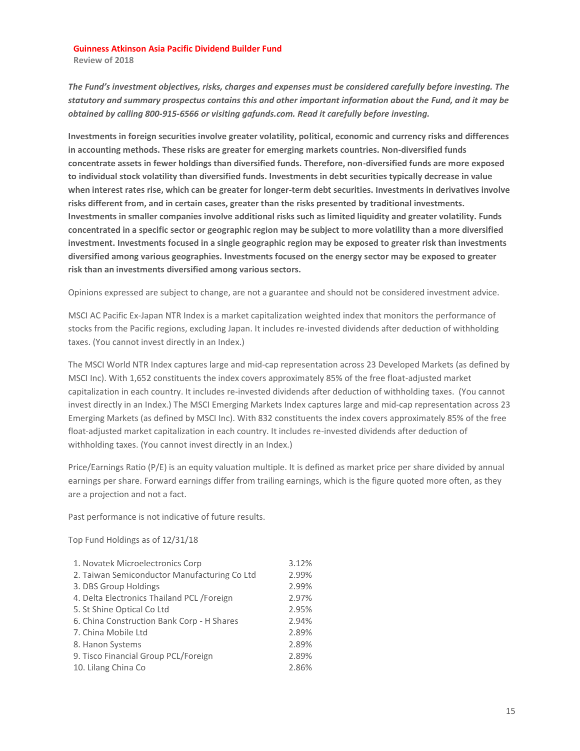**Guinness Atkinson Asia Pacific Dividend Builder Fund**
**Review of 2018**

***The Fund's investment objectives, risks, charges and expenses must be considered carefully before investing. The statutory and summary prospectus contains this and other important information about the Fund, and it may be obtained by calling 800-915-6566 or visiting gafunds.com. Read it carefully before investing.***

**Investments in foreign securities involve greater volatility, political, economic and currency risks and differences in accounting methods. These risks are greater for emerging markets countries. Non-diversified funds concentrate assets in fewer holdings than diversified funds. Therefore, non-diversified funds are more exposed to individual stock volatility than diversified funds. Investments in debt securities typically decrease in value when interest rates rise, which can be greater for longer-term debt securities. Investments in derivatives involve risks different from, and in certain cases, greater than the risks presented by traditional investments. Investments in smaller companies involve additional risks such as limited liquidity and greater volatility. Funds concentrated in a specific sector or geographic region may be subject to more volatility than a more diversified investment. Investments focused in a single geographic region may be exposed to greater risk than investments diversified among various geographies. Investments focused on the energy sector may be exposed to greater risk than an investments diversified among various sectors.**

Opinions expressed are subject to change, are not a guarantee and should not be considered investment advice.

MSCI AC Pacific Ex-Japan NTR Index is a market capitalization weighted index that monitors the performance of stocks from the Pacific regions, excluding Japan. It includes re-invested dividends after deduction of withholding taxes. (You cannot invest directly in an Index.)

The MSCI World NTR Index captures large and mid-cap representation across 23 Developed Markets (as defined by MSCI Inc). With 1,652 constituents the index covers approximately 85% of the free float-adjusted market capitalization in each country. It includes re-invested dividends after deduction of withholding taxes. (You cannot invest directly in an Index.) The MSCI Emerging Markets Index captures large and mid-cap representation across 23 Emerging Markets (as defined by MSCI Inc). With 832 constituents the index covers approximately 85% of the free float-adjusted market capitalization in each country. It includes re-invested dividends after deduction of withholding taxes. (You cannot invest directly in an Index.)

Price/Earnings Ratio (P/E) is an equity valuation multiple. It is defined as market price per share divided by annual earnings per share. Forward earnings differ from trailing earnings, which is the figure quoted more often, as they are a projection and not a fact.

Past performance is not indicative of future results.

Top Fund Holdings as of 12/31/18

| | |
|---|---|
| 1. Novatek Microelectronics Corp | 3.12% |
| 2. Taiwan Semiconductor Manufacturing Co Ltd | 2.99% |
| 3. DBS Group Holdings | 2.99% |
| 4. Delta Electronics Thailand PCL /Foreign | 2.97% |
| 5. St Shine Optical Co Ltd | 2.95% |
| 6. China Construction Bank Corp - H Shares | 2.94% |
| 7. China Mobile Ltd | 2.89% |
| 8. Hanon Systems | 2.89% |
| 9. Tisco Financial Group PCL/Foreign | 2.89% |
| 10. Lilang China Co | 2.86% |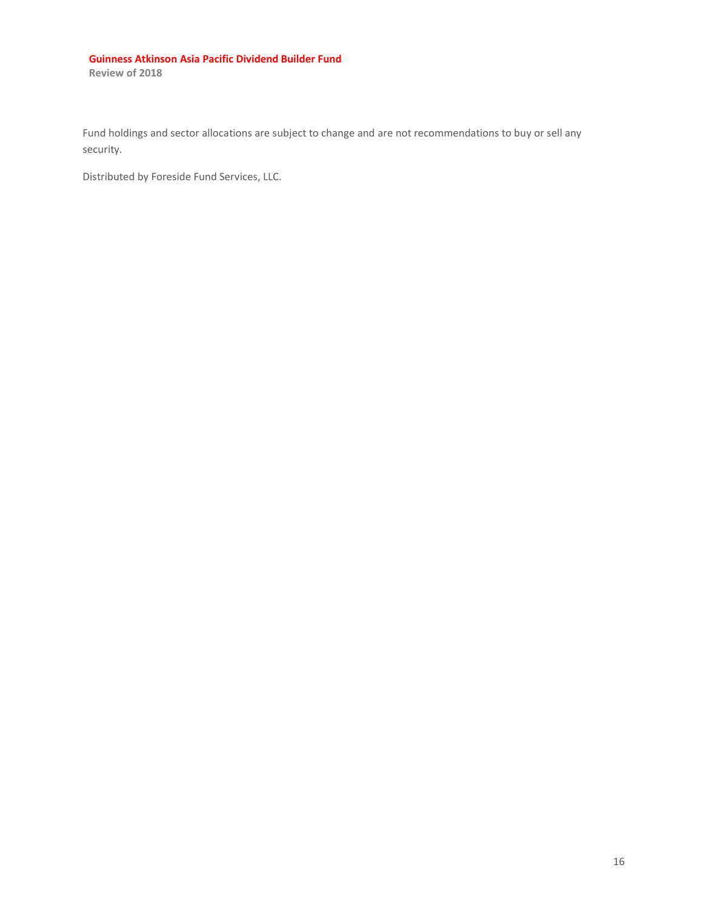Fund holdings and sector allocations are subject to change and are not recommendations to buy or sell any security.

Distributed by Foreside Fund Services, LLC.